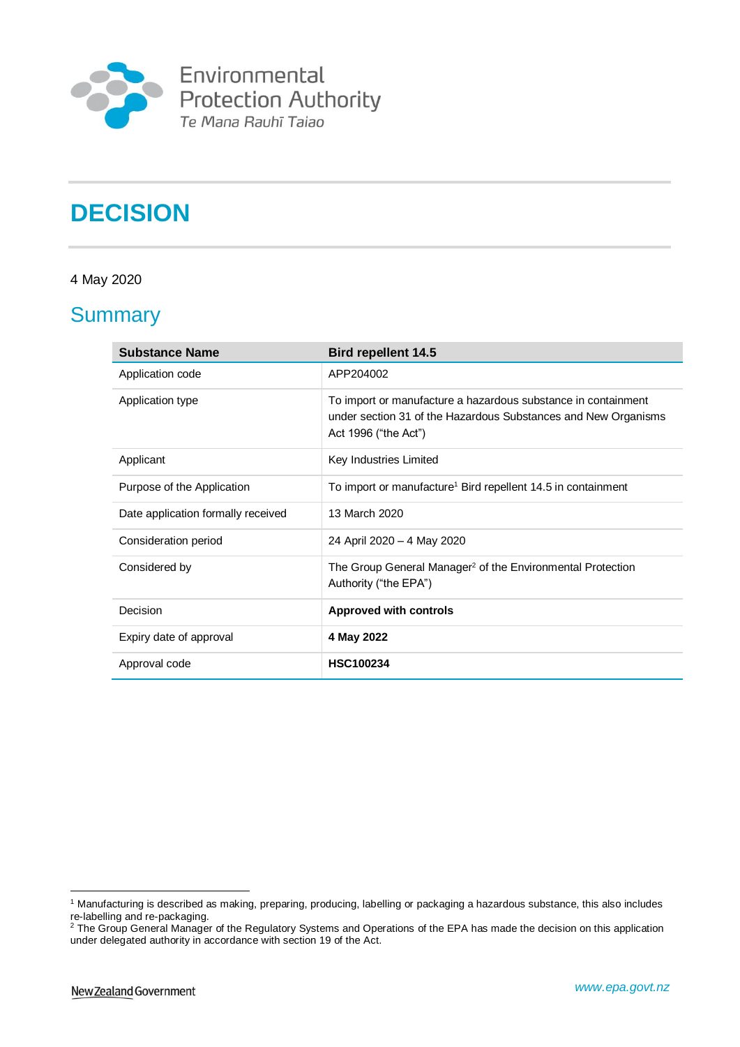Environmental Protection Authority
Te Mana Rauhī Taiao

# DECISION

4 May 2020

## Summary

| Substance Name | Bird repellent 14.5 |
|---|---|
| Application code | APP204002 |
| Application type | To import or manufacture a hazardous substance in containment under section 31 of the Hazardous Substances and New Organisms Act 1996 ("the Act") |
| Applicant | Key Industries Limited |
| Purpose of the Application | To import or manufacture[1] Bird repellent 14.5 in containment |
| Date application formally received | 13 March 2020 |
| Consideration period | 24 April 2020 – 4 May 2020 |
| Considered by | The Group General Manager[2] of the Environmental Protection Authority ("the EPA") |
| Decision | **Approved with controls** |
| Expiry date of approval | **4 May 2022** |
| Approval code | **HSC100234** |

[1] Manufacturing is described as making, preparing, producing, labelling or packaging a hazardous substance, this also includes re-labelling and re-packaging.

[2] The Group General Manager of the Regulatory Systems and Operations of the EPA has made the decision on this application under delegated authority in accordance with section 19 of the Act.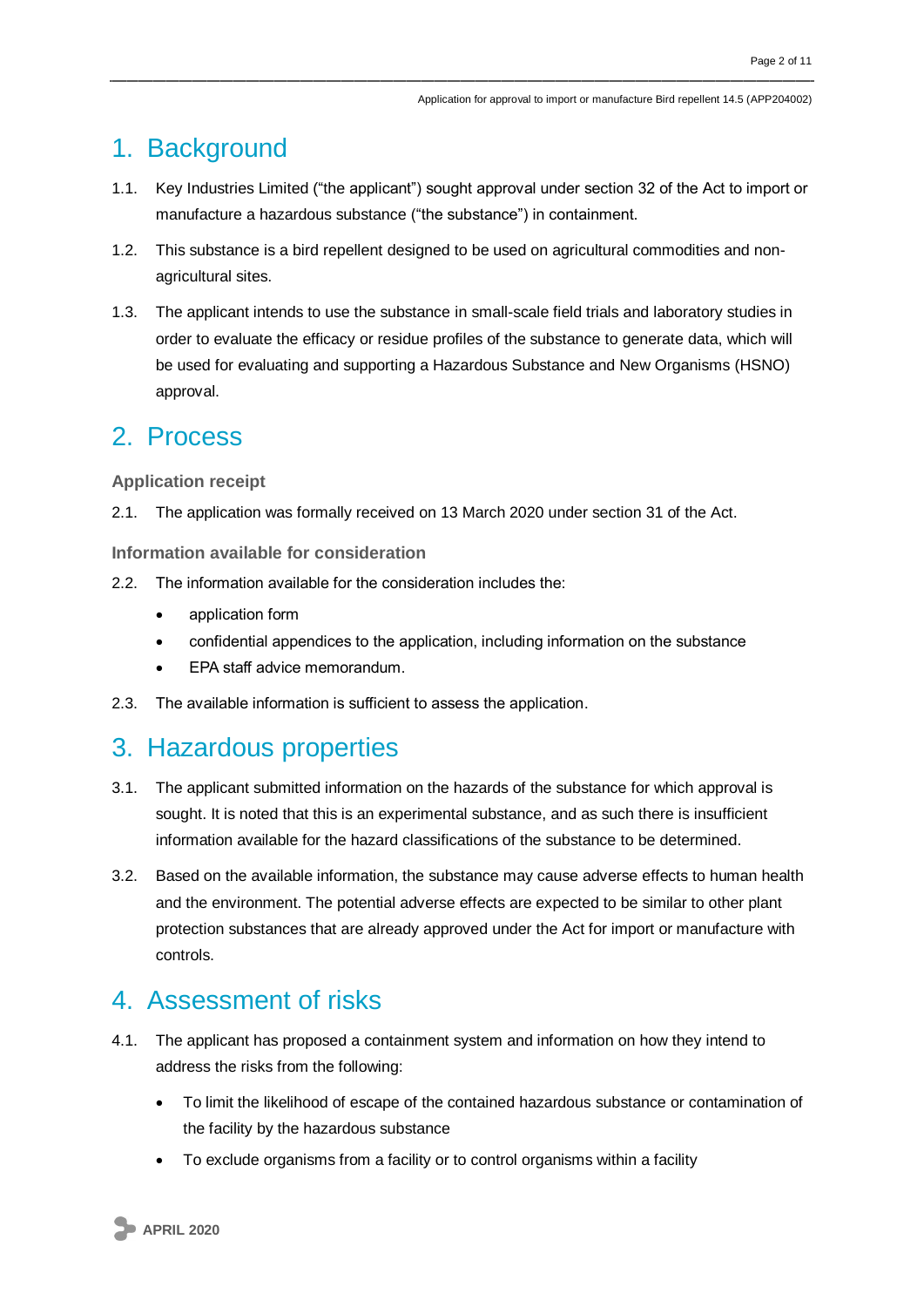# 1. Background

1.1. Key Industries Limited ("the applicant") sought approval under section 32 of the Act to import or manufacture a hazardous substance ("the substance") in containment.

1.2. This substance is a bird repellent designed to be used on agricultural commodities and non-agricultural sites.

1.3. The applicant intends to use the substance in small-scale field trials and laboratory studies in order to evaluate the efficacy or residue profiles of the substance to generate data, which will be used for evaluating and supporting a Hazardous Substance and New Organisms (HSNO) approval.

# 2. Process

### Application receipt

2.1. The application was formally received on 13 March 2020 under section 31 of the Act.

### Information available for consideration

2.2. The information available for the consideration includes the:

- application form
- confidential appendices to the application, including information on the substance
- EPA staff advice memorandum.

2.3. The available information is sufficient to assess the application.

# 3. Hazardous properties

3.1. The applicant submitted information on the hazards of the substance for which approval is sought. It is noted that this is an experimental substance, and as such there is insufficient information available for the hazard classifications of the substance to be determined.

3.2. Based on the available information, the substance may cause adverse effects to human health and the environment. The potential adverse effects are expected to be similar to other plant protection substances that are already approved under the Act for import or manufacture with controls.

# 4. Assessment of risks

4.1. The applicant has proposed a containment system and information on how they intend to address the risks from the following:

- To limit the likelihood of escape of the contained hazardous substance or contamination of the facility by the hazardous substance
- To exclude organisms from a facility or to control organisms within a facility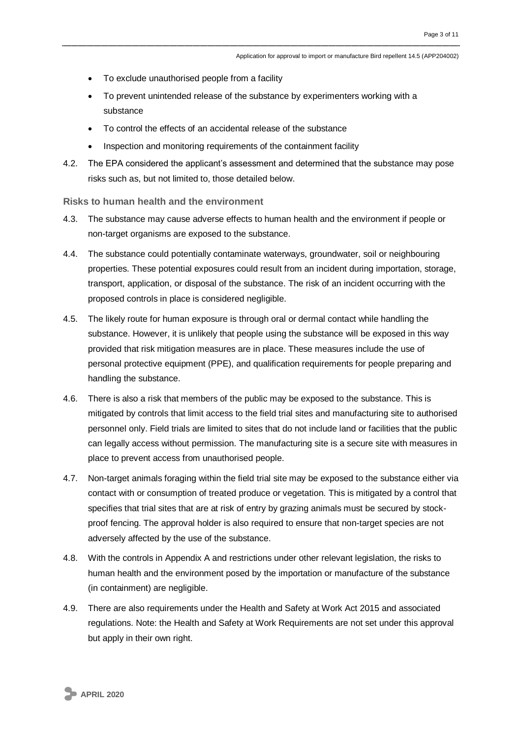- To exclude unauthorised people from a facility
- To prevent unintended release of the substance by experimenters working with a substance
- To control the effects of an accidental release of the substance
- Inspection and monitoring requirements of the containment facility

4.2. The EPA considered the applicant's assessment and determined that the substance may pose risks such as, but not limited to, those detailed below.

### Risks to human health and the environment

4.3. The substance may cause adverse effects to human health and the environment if people or non-target organisms are exposed to the substance.

4.4. The substance could potentially contaminate waterways, groundwater, soil or neighbouring properties. These potential exposures could result from an incident during importation, storage, transport, application, or disposal of the substance. The risk of an incident occurring with the proposed controls in place is considered negligible.

4.5. The likely route for human exposure is through oral or dermal contact while handling the substance. However, it is unlikely that people using the substance will be exposed in this way provided that risk mitigation measures are in place. These measures include the use of personal protective equipment (PPE), and qualification requirements for people preparing and handling the substance.

4.6. There is also a risk that members of the public may be exposed to the substance. This is mitigated by controls that limit access to the field trial sites and manufacturing site to authorised personnel only. Field trials are limited to sites that do not include land or facilities that the public can legally access without permission. The manufacturing site is a secure site with measures in place to prevent access from unauthorised people.

4.7. Non-target animals foraging within the field trial site may be exposed to the substance either via contact with or consumption of treated produce or vegetation. This is mitigated by a control that specifies that trial sites that are at risk of entry by grazing animals must be secured by stock-proof fencing. The approval holder is also required to ensure that non-target species are not adversely affected by the use of the substance.

4.8. With the controls in Appendix A and restrictions under other relevant legislation, the risks to human health and the environment posed by the importation or manufacture of the substance (in containment) are negligible.

4.9. There are also requirements under the Health and Safety at Work Act 2015 and associated regulations. Note: the Health and Safety at Work Requirements are not set under this approval but apply in their own right.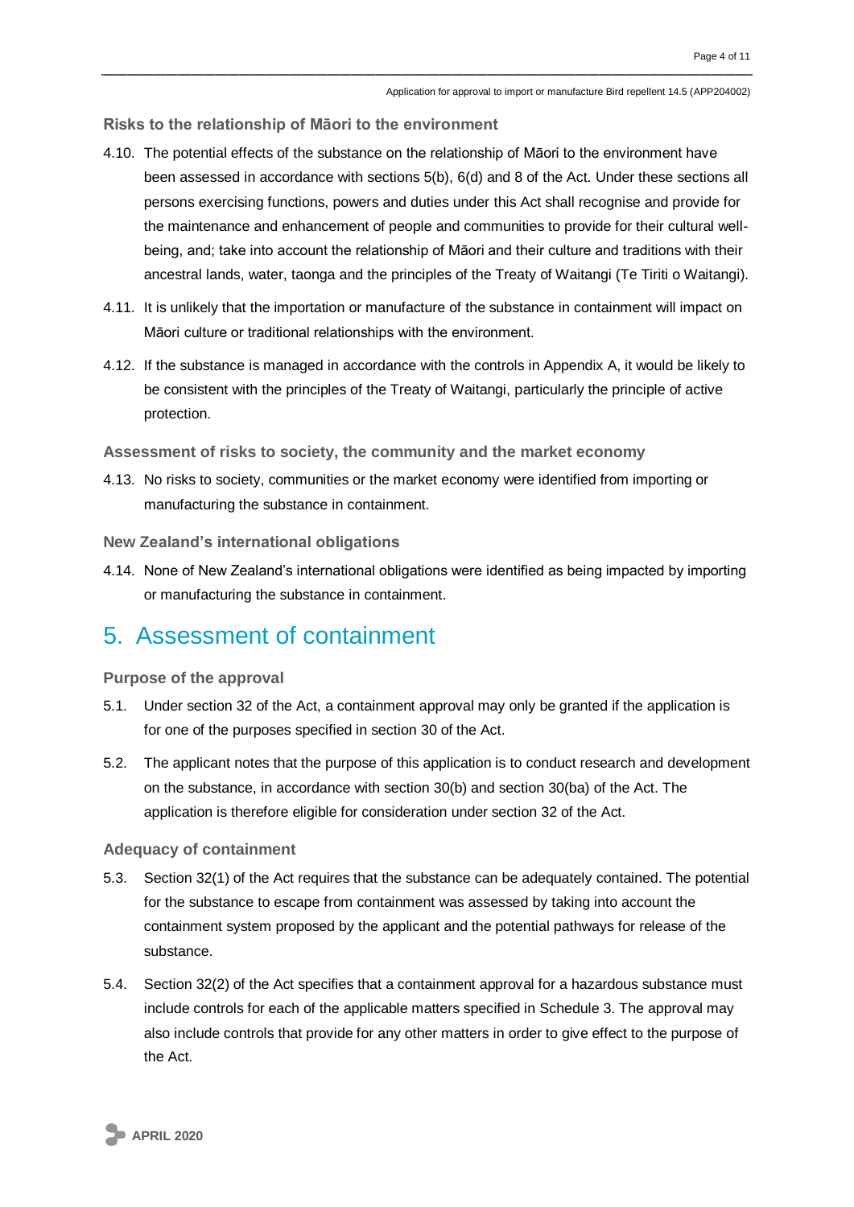### Risks to the relationship of Māori to the environment

4.10. The potential effects of the substance on the relationship of Māori to the environment have been assessed in accordance with sections 5(b), 6(d) and 8 of the Act. Under these sections all persons exercising functions, powers and duties under this Act shall recognise and provide for the maintenance and enhancement of people and communities to provide for their cultural well-being, and; take into account the relationship of Māori and their culture and traditions with their ancestral lands, water, taonga and the principles of the Treaty of Waitangi (Te Tiriti o Waitangi).

4.11. It is unlikely that the importation or manufacture of the substance in containment will impact on Māori culture or traditional relationships with the environment.

4.12. If the substance is managed in accordance with the controls in Appendix A, it would be likely to be consistent with the principles of the Treaty of Waitangi, particularly the principle of active protection.

### Assessment of risks to society, the community and the market economy

4.13. No risks to society, communities or the market economy were identified from importing or manufacturing the substance in containment.

### New Zealand's international obligations

4.14. None of New Zealand's international obligations were identified as being impacted by importing or manufacturing the substance in containment.

## 5. Assessment of containment

### Purpose of the approval

5.1. Under section 32 of the Act, a containment approval may only be granted if the application is for one of the purposes specified in section 30 of the Act.

5.2. The applicant notes that the purpose of this application is to conduct research and development on the substance, in accordance with section 30(b) and section 30(ba) of the Act. The application is therefore eligible for consideration under section 32 of the Act.

### Adequacy of containment

5.3. Section 32(1) of the Act requires that the substance can be adequately contained. The potential for the substance to escape from containment was assessed by taking into account the containment system proposed by the applicant and the potential pathways for release of the substance.

5.4. Section 32(2) of the Act specifies that a containment approval for a hazardous substance must include controls for each of the applicable matters specified in Schedule 3. The approval may also include controls that provide for any other matters in order to give effect to the purpose of the Act.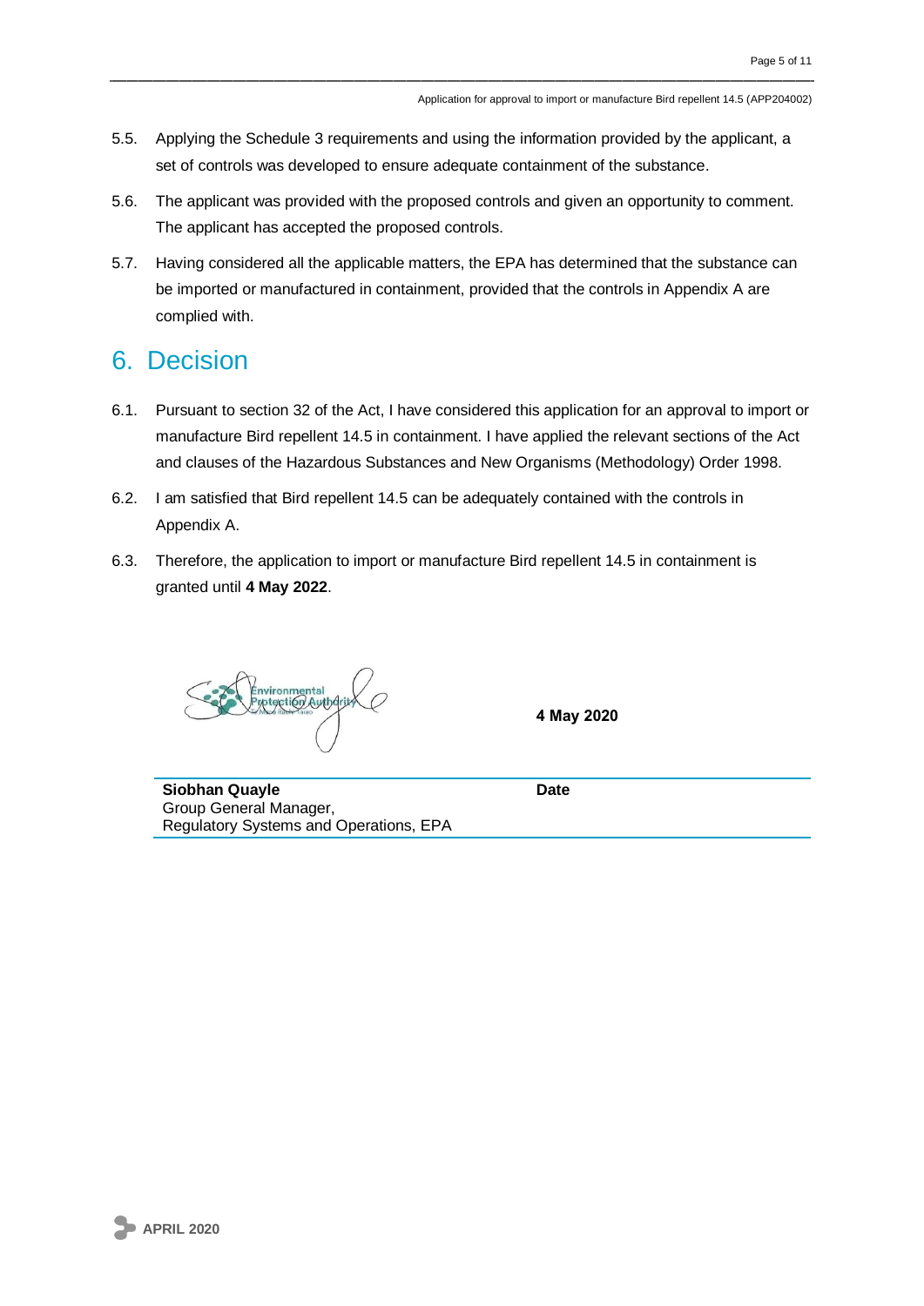5.5. Applying the Schedule 3 requirements and using the information provided by the applicant, a set of controls was developed to ensure adequate containment of the substance.

5.6. The applicant was provided with the proposed controls and given an opportunity to comment. The applicant has accepted the proposed controls.

5.7. Having considered all the applicable matters, the EPA has determined that the substance can be imported or manufactured in containment, provided that the controls in Appendix A are complied with.

## 6. Decision

6.1. Pursuant to section 32 of the Act, I have considered this application for an approval to import or manufacture Bird repellent 14.5 in containment. I have applied the relevant sections of the Act and clauses of the Hazardous Substances and New Organisms (Methodology) Order 1998.

6.2. I am satisfied that Bird repellent 14.5 can be adequately contained with the controls in Appendix A.

6.3. Therefore, the application to import or manufacture Bird repellent 14.5 in containment is granted until **4 May 2022**.

| | |
|---|---|
| **Siobhan Quayle**<br>Group General Manager,<br>Regulatory Systems and Operations, EPA | **4 May 2020**<br>**Date** |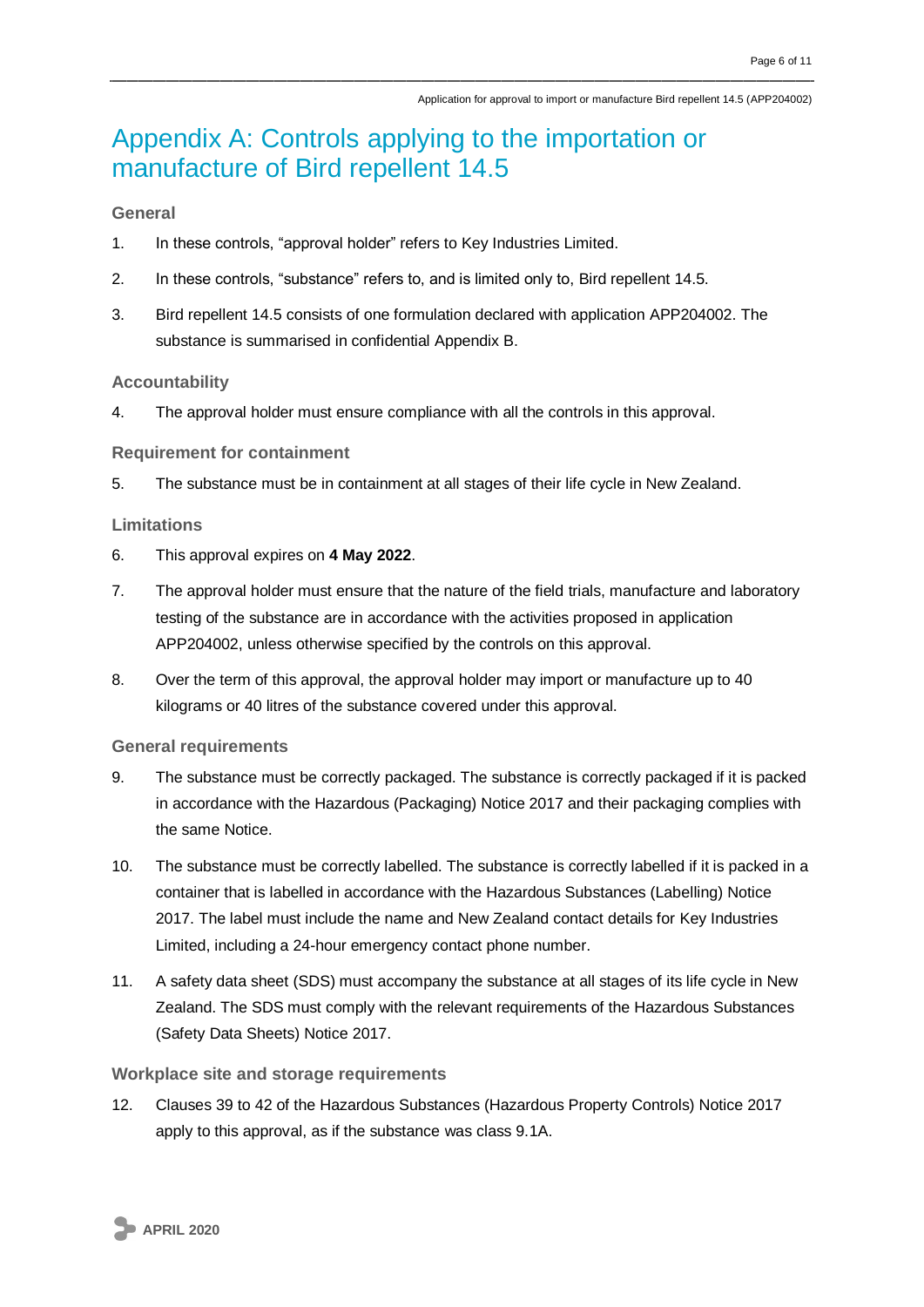# Appendix A: Controls applying to the importation or manufacture of Bird repellent 14.5

### General

1. In these controls, “approval holder” refers to Key Industries Limited.
2. In these controls, “substance” refers to, and is limited only to, Bird repellent 14.5.
3. Bird repellent 14.5 consists of one formulation declared with application APP204002. The substance is summarised in confidential Appendix B.

### Accountability

4. The approval holder must ensure compliance with all the controls in this approval.

### Requirement for containment

5. The substance must be in containment at all stages of their life cycle in New Zealand.

### Limitations

6. This approval expires on **4 May 2022**.
7. The approval holder must ensure that the nature of the field trials, manufacture and laboratory testing of the substance are in accordance with the activities proposed in application APP204002, unless otherwise specified by the controls on this approval.
8. Over the term of this approval, the approval holder may import or manufacture up to 40 kilograms or 40 litres of the substance covered under this approval.

### General requirements

9. The substance must be correctly packaged. The substance is correctly packaged if it is packed in accordance with the Hazardous (Packaging) Notice 2017 and their packaging complies with the same Notice.
10. The substance must be correctly labelled. The substance is correctly labelled if it is packed in a container that is labelled in accordance with the Hazardous Substances (Labelling) Notice 2017. The label must include the name and New Zealand contact details for Key Industries Limited, including a 24-hour emergency contact phone number.
11. A safety data sheet (SDS) must accompany the substance at all stages of its life cycle in New Zealand. The SDS must comply with the relevant requirements of the Hazardous Substances (Safety Data Sheets) Notice 2017.

### Workplace site and storage requirements

12. Clauses 39 to 42 of the Hazardous Substances (Hazardous Property Controls) Notice 2017 apply to this approval, as if the substance was class 9.1A.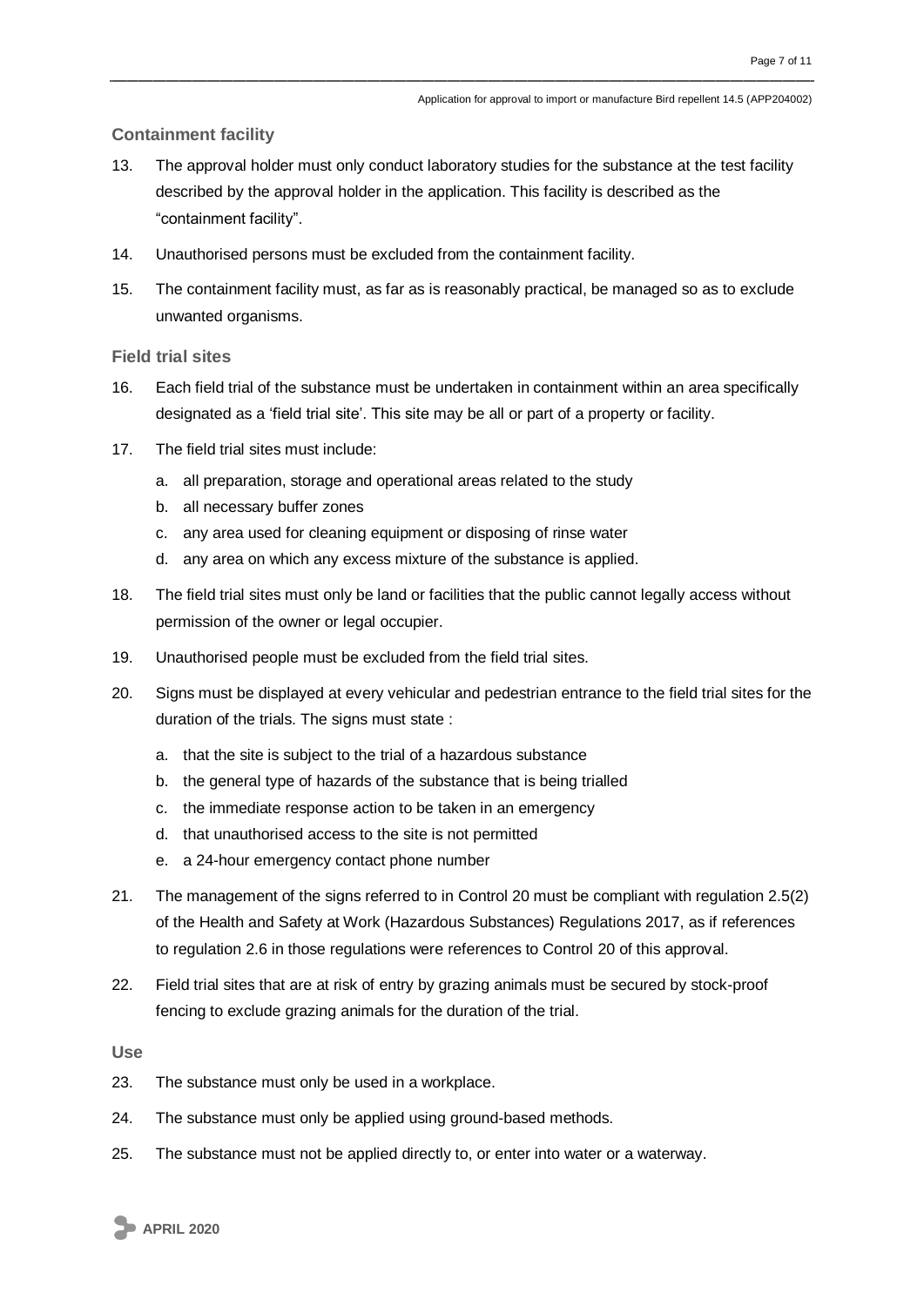### Containment facility

13. The approval holder must only conduct laboratory studies for the substance at the test facility described by the approval holder in the application. This facility is described as the "containment facility".

14. Unauthorised persons must be excluded from the containment facility.

15. The containment facility must, as far as is reasonably practical, be managed so as to exclude unwanted organisms.

### Field trial sites

16. Each field trial of the substance must be undertaken in containment within an area specifically designated as a 'field trial site'. This site may be all or part of a property or facility.

17. The field trial sites must include:
    a. all preparation, storage and operational areas related to the study
    b. all necessary buffer zones
    c. any area used for cleaning equipment or disposing of rinse water
    d. any area on which any excess mixture of the substance is applied.

18. The field trial sites must only be land or facilities that the public cannot legally access without permission of the owner or legal occupier.

19. Unauthorised people must be excluded from the field trial sites.

20. Signs must be displayed at every vehicular and pedestrian entrance to the field trial sites for the duration of the trials. The signs must state :
    a. that the site is subject to the trial of a hazardous substance
    b. the general type of hazards of the substance that is being trialled
    c. the immediate response action to be taken in an emergency
    d. that unauthorised access to the site is not permitted
    e. a 24-hour emergency contact phone number

21. The management of the signs referred to in Control 20 must be compliant with regulation 2.5(2) of the Health and Safety at Work (Hazardous Substances) Regulations 2017, as if references to regulation 2.6 in those regulations were references to Control 20 of this approval.

22. Field trial sites that are at risk of entry by grazing animals must be secured by stock-proof fencing to exclude grazing animals for the duration of the trial.

### Use

23. The substance must only be used in a workplace.

24. The substance must only be applied using ground-based methods.

25. The substance must not be applied directly to, or enter into water or a waterway.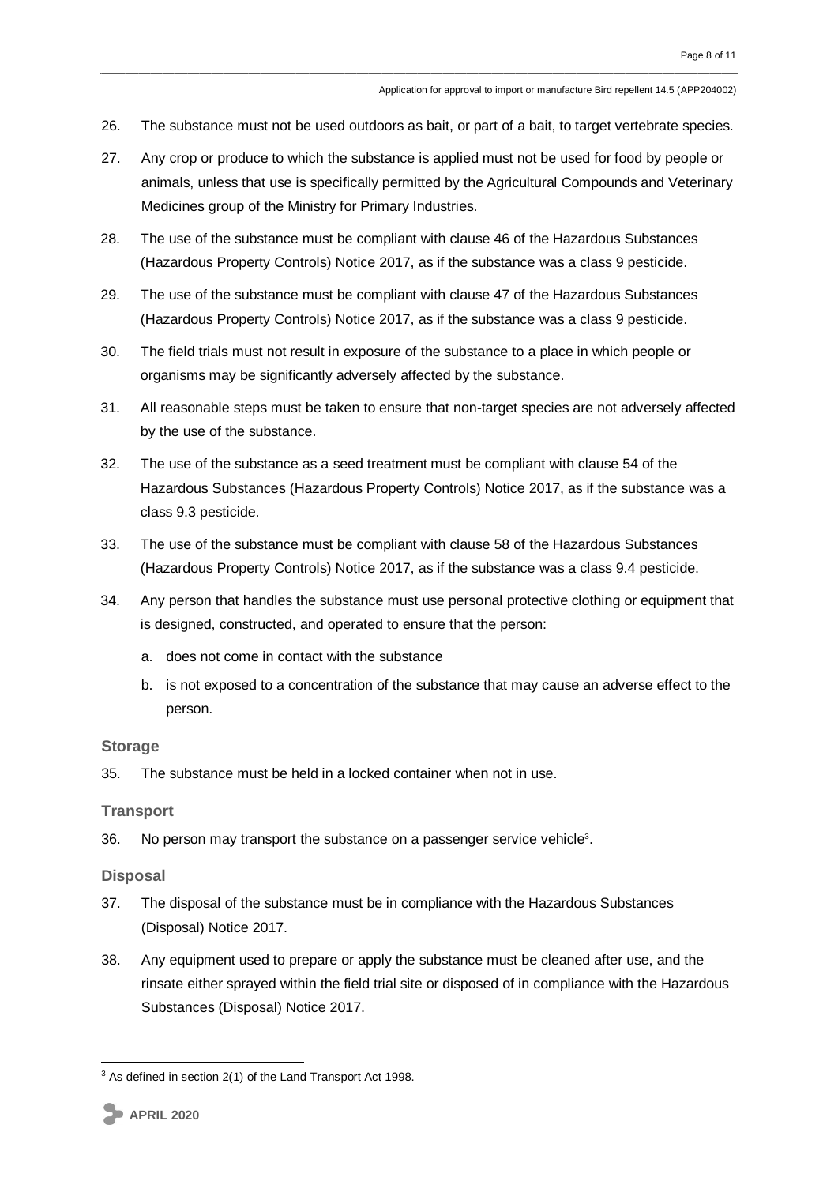26. The substance must not be used outdoors as bait, or part of a bait, to target vertebrate species.

27. Any crop or produce to which the substance is applied must not be used for food by people or animals, unless that use is specifically permitted by the Agricultural Compounds and Veterinary Medicines group of the Ministry for Primary Industries.

28. The use of the substance must be compliant with clause 46 of the Hazardous Substances (Hazardous Property Controls) Notice 2017, as if the substance was a class 9 pesticide.

29. The use of the substance must be compliant with clause 47 of the Hazardous Substances (Hazardous Property Controls) Notice 2017, as if the substance was a class 9 pesticide.

30. The field trials must not result in exposure of the substance to a place in which people or organisms may be significantly adversely affected by the substance.

31. All reasonable steps must be taken to ensure that non-target species are not adversely affected by the use of the substance.

32. The use of the substance as a seed treatment must be compliant with clause 54 of the Hazardous Substances (Hazardous Property Controls) Notice 2017, as if the substance was a class 9.3 pesticide.

33. The use of the substance must be compliant with clause 58 of the Hazardous Substances (Hazardous Property Controls) Notice 2017, as if the substance was a class 9.4 pesticide.

34. Any person that handles the substance must use personal protective clothing or equipment that is designed, constructed, and operated to ensure that the person:

    a. does not come in contact with the substance

    b. is not exposed to a concentration of the substance that may cause an adverse effect to the person.

### Storage

35. The substance must be held in a locked container when not in use.

### Transport

36. No person may transport the substance on a passenger service vehicle[3].

### Disposal

37. The disposal of the substance must be in compliance with the Hazardous Substances (Disposal) Notice 2017.

38. Any equipment used to prepare or apply the substance must be cleaned after use, and the rinsate either sprayed within the field trial site or disposed of in compliance with the Hazardous Substances (Disposal) Notice 2017.

[3] As defined in section 2(1) of the Land Transport Act 1998.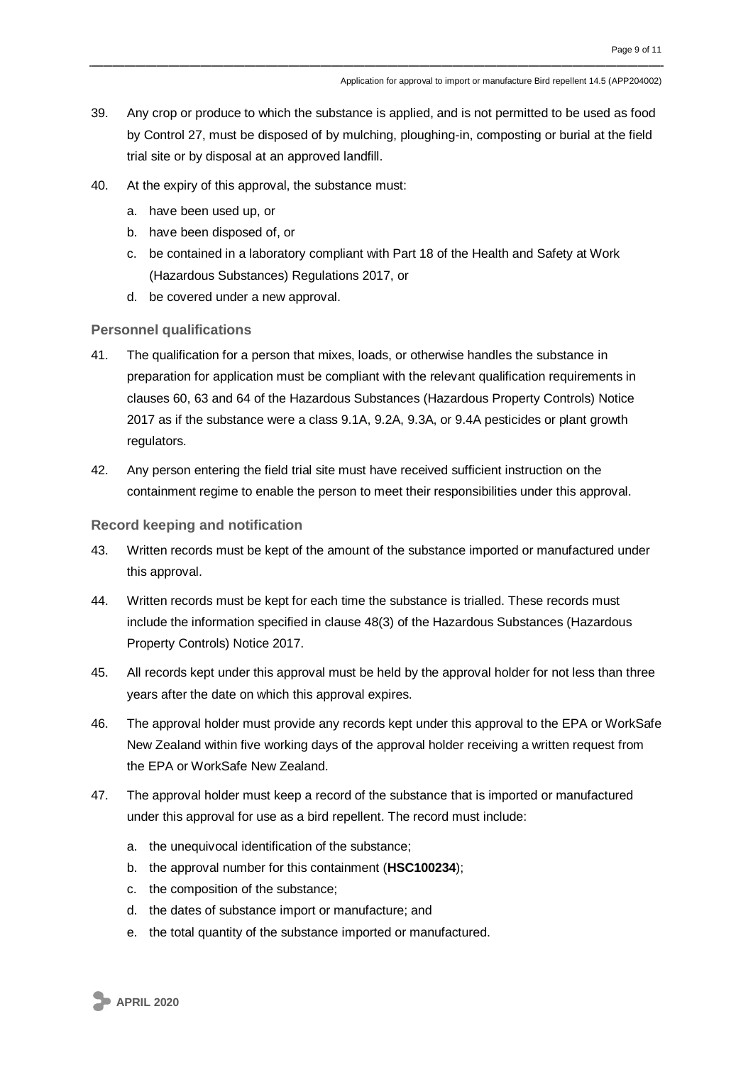39. Any crop or produce to which the substance is applied, and is not permitted to be used as food by Control 27, must be disposed of by mulching, ploughing-in, composting or burial at the field trial site or by disposal at an approved landfill.

40. At the expiry of this approval, the substance must:

    a. have been used up, or

    b. have been disposed of, or

    c. be contained in a laboratory compliant with Part 18 of the Health and Safety at Work (Hazardous Substances) Regulations 2017, or

    d. be covered under a new approval.

### Personnel qualifications

41. The qualification for a person that mixes, loads, or otherwise handles the substance in preparation for application must be compliant with the relevant qualification requirements in clauses 60, 63 and 64 of the Hazardous Substances (Hazardous Property Controls) Notice 2017 as if the substance were a class 9.1A, 9.2A, 9.3A, or 9.4A pesticides or plant growth regulators.

42. Any person entering the field trial site must have received sufficient instruction on the containment regime to enable the person to meet their responsibilities under this approval.

### Record keeping and notification

43. Written records must be kept of the amount of the substance imported or manufactured under this approval.

44. Written records must be kept for each time the substance is trialled. These records must include the information specified in clause 48(3) of the Hazardous Substances (Hazardous Property Controls) Notice 2017.

45. All records kept under this approval must be held by the approval holder for not less than three years after the date on which this approval expires.

46. The approval holder must provide any records kept under this approval to the EPA or WorkSafe New Zealand within five working days of the approval holder receiving a written request from the EPA or WorkSafe New Zealand.

47. The approval holder must keep a record of the substance that is imported or manufactured under this approval for use as a bird repellent. The record must include:

    a. the unequivocal identification of the substance;

    b. the approval number for this containment (**HSC100234**);

    c. the composition of the substance;

    d. the dates of substance import or manufacture; and

    e. the total quantity of the substance imported or manufactured.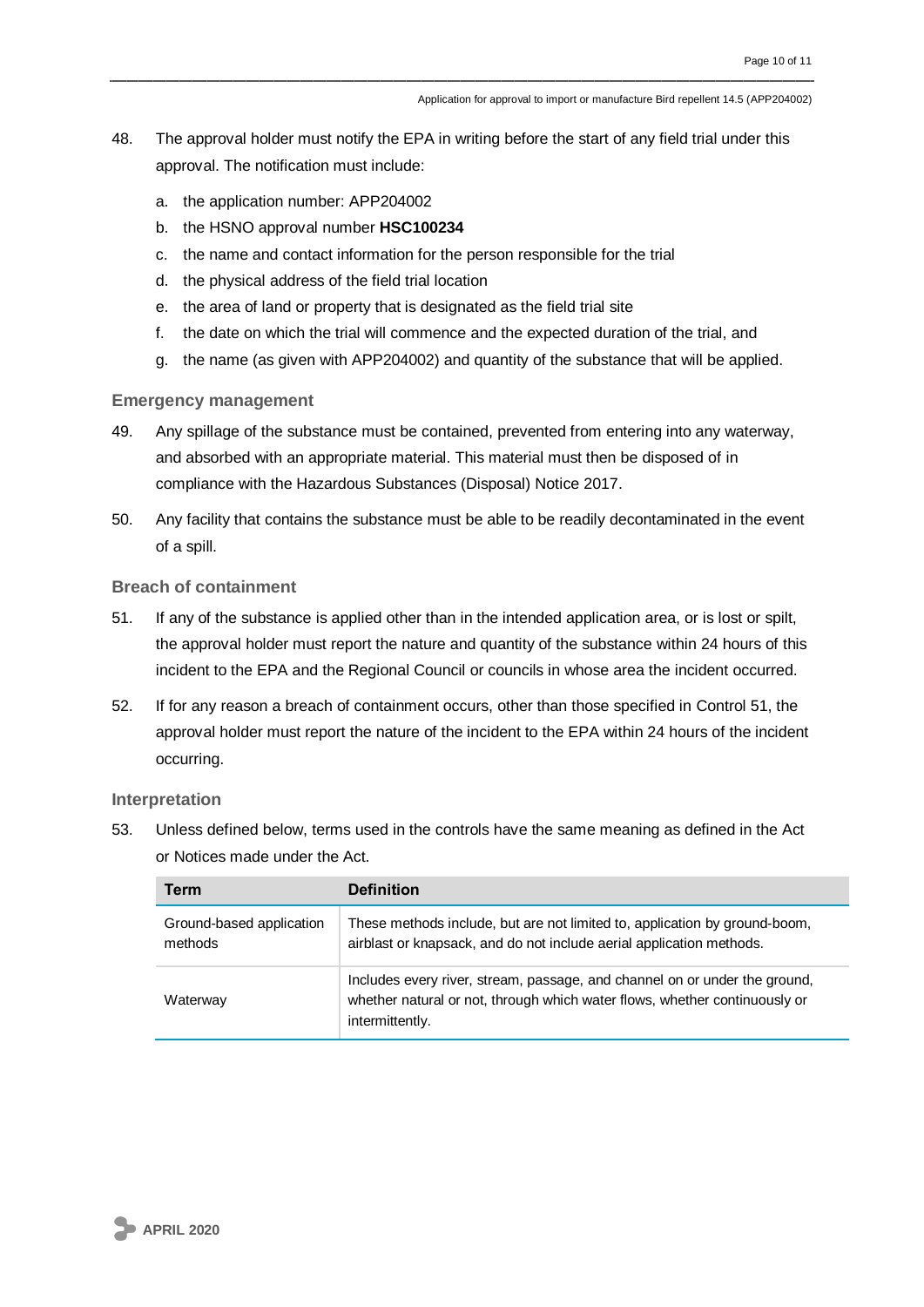48. The approval holder must notify the EPA in writing before the start of any field trial under this approval. The notification must include:

    a. the application number: APP204002
    b. the HSNO approval number **HSC100234**
    c. the name and contact information for the person responsible for the trial
    d. the physical address of the field trial location
    e. the area of land or property that is designated as the field trial site
    f. the date on which the trial will commence and the expected duration of the trial, and
    g. the name (as given with APP204002) and quantity of the substance that will be applied.

### Emergency management

49. Any spillage of the substance must be contained, prevented from entering into any waterway, and absorbed with an appropriate material. This material must then be disposed of in compliance with the Hazardous Substances (Disposal) Notice 2017.

50. Any facility that contains the substance must be able to be readily decontaminated in the event of a spill.

### Breach of containment

51. If any of the substance is applied other than in the intended application area, or is lost or spilt, the approval holder must report the nature and quantity of the substance within 24 hours of this incident to the EPA and the Regional Council or councils in whose area the incident occurred.

52. If for any reason a breach of containment occurs, other than those specified in Control 51, the approval holder must report the nature of the incident to the EPA within 24 hours of the incident occurring.

### Interpretation

53. Unless defined below, terms used in the controls have the same meaning as defined in the Act or Notices made under the Act.

| Term | Definition |
|---|---|
| Ground-based application methods | These methods include, but are not limited to, application by ground-boom, airblast or knapsack, and do not include aerial application methods. |
| Waterway | Includes every river, stream, passage, and channel on or under the ground, whether natural or not, through which water flows, whether continuously or intermittently. |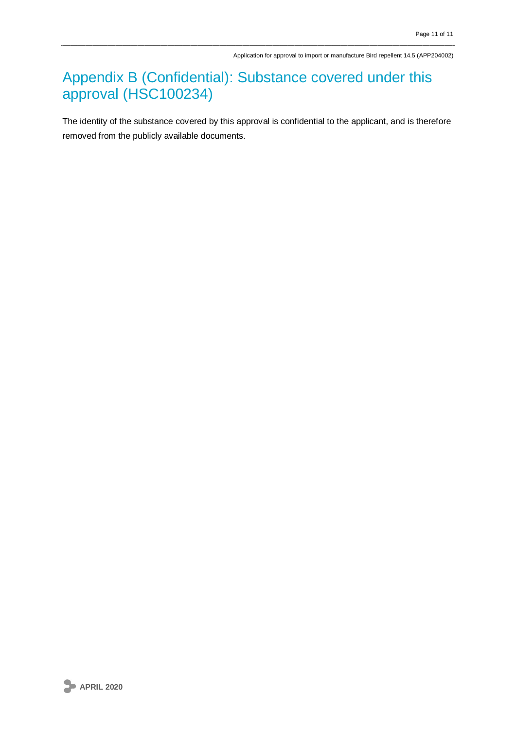# Appendix B (Confidential): Substance covered under this approval (HSC100234)

The identity of the substance covered by this approval is confidential to the applicant, and is therefore removed from the publicly available documents.